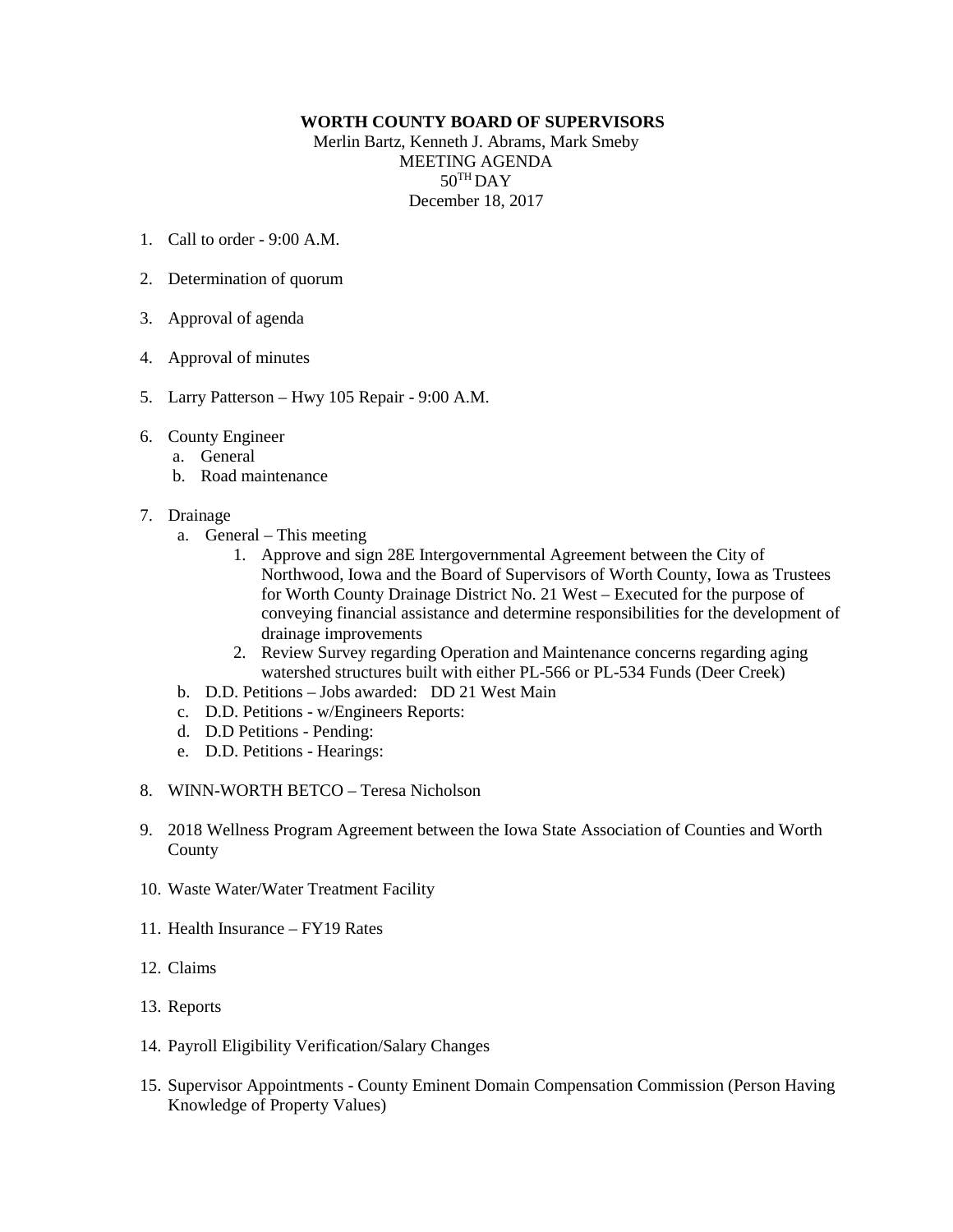**WORTH COUNTY BOARD OF SUPERVISORS**

Merlin Bartz, Kenneth J. Abrams, Mark Smeby

MEETING AGENDA

50TH DAY

December 18, 2017

1. Call to order - 9:00 A.M.

2. Determination of quorum

3. Approval of agenda

4. Approval of minutes

5. Larry Patterson – Hwy 105 Repair - 9:00 A.M.

6. County Engineer
   a. General
   b. Road maintenance

7. Drainage
   a. General – This meeting
      1. Approve and sign 28E Intergovernmental Agreement between the City of Northwood, Iowa and the Board of Supervisors of Worth County, Iowa as Trustees for Worth County Drainage District No. 21 West – Executed for the purpose of conveying financial assistance and determine responsibilities for the development of drainage improvements
      2. Review Survey regarding Operation and Maintenance concerns regarding aging watershed structures built with either PL-566 or PL-534 Funds (Deer Creek)
   b. D.D. Petitions – Jobs awarded: DD 21 West Main
   c. D.D. Petitions - w/Engineers Reports:
   d. D.D Petitions - Pending:
   e. D.D. Petitions - Hearings:

8. WINN-WORTH BETCO – Teresa Nicholson

9. 2018 Wellness Program Agreement between the Iowa State Association of Counties and Worth County

10. Waste Water/Water Treatment Facility

11. Health Insurance – FY19 Rates

12. Claims

13. Reports

14. Payroll Eligibility Verification/Salary Changes

15. Supervisor Appointments - County Eminent Domain Compensation Commission (Person Having Knowledge of Property Values)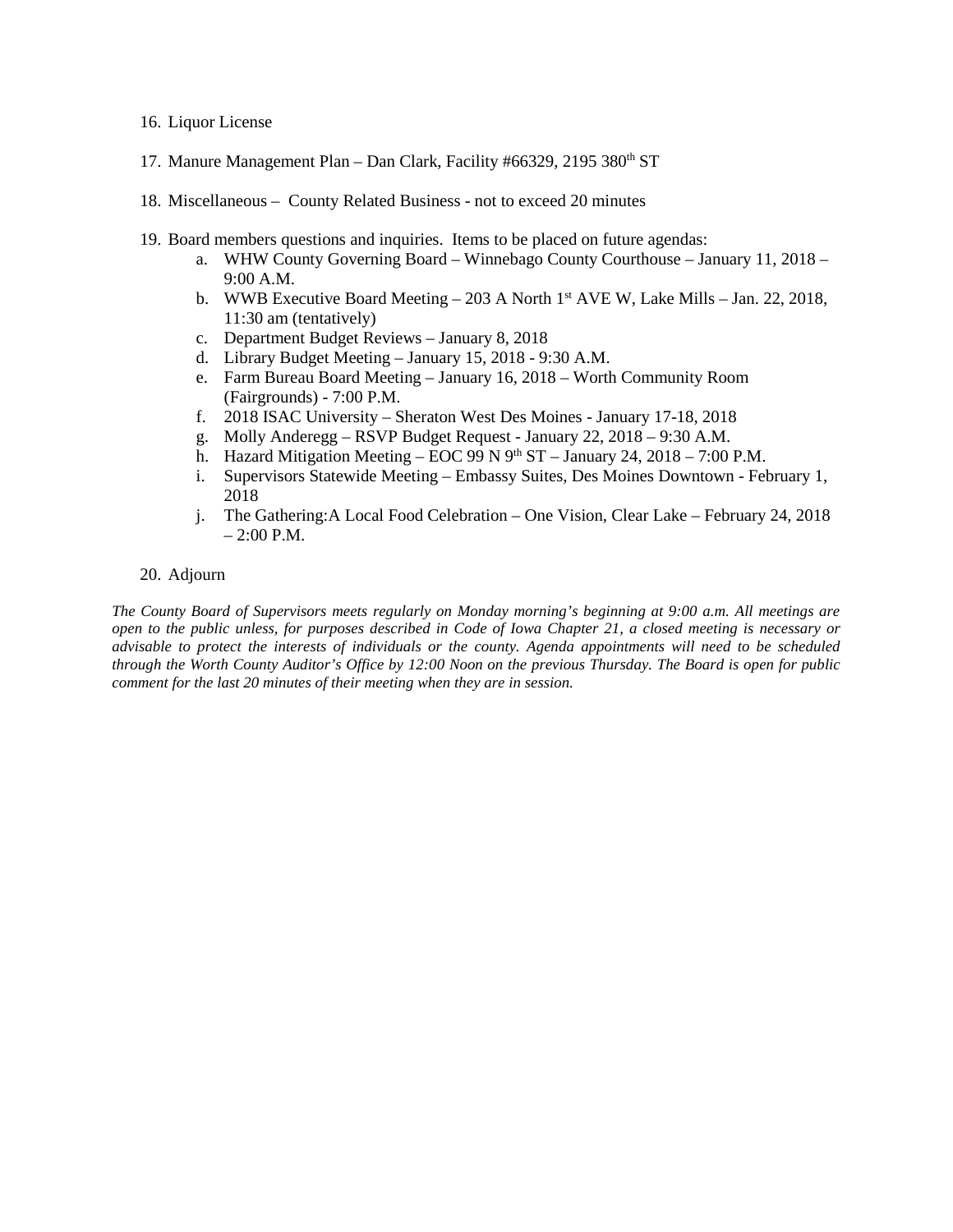16. Liquor License

17. Manure Management Plan – Dan Clark, Facility #66329, 2195 380th ST

18. Miscellaneous – County Related Business - not to exceed 20 minutes

19. Board members questions and inquiries. Items to be placed on future agendas:
    a. WHW County Governing Board – Winnebago County Courthouse – January 11, 2018 – 9:00 A.M.
    b. WWB Executive Board Meeting – 203 A North 1st AVE W, Lake Mills – Jan. 22, 2018, 11:30 am (tentatively)
    c. Department Budget Reviews – January 8, 2018
    d. Library Budget Meeting – January 15, 2018 - 9:30 A.M.
    e. Farm Bureau Board Meeting – January 16, 2018 – Worth Community Room (Fairgrounds) - 7:00 P.M.
    f. 2018 ISAC University – Sheraton West Des Moines - January 17-18, 2018
    g. Molly Anderegg – RSVP Budget Request - January 22, 2018 – 9:30 A.M.
    h. Hazard Mitigation Meeting – EOC 99 N 9th ST – January 24, 2018 – 7:00 P.M.
    i. Supervisors Statewide Meeting – Embassy Suites, Des Moines Downtown - February 1, 2018
    j. The Gathering:A Local Food Celebration – One Vision, Clear Lake – February 24, 2018 – 2:00 P.M.

20. Adjourn

*The County Board of Supervisors meets regularly on Monday morning's beginning at 9:00 a.m. All meetings are open to the public unless, for purposes described in Code of Iowa Chapter 21, a closed meeting is necessary or advisable to protect the interests of individuals or the county. Agenda appointments will need to be scheduled through the Worth County Auditor's Office by 12:00 Noon on the previous Thursday. The Board is open for public comment for the last 20 minutes of their meeting when they are in session.*